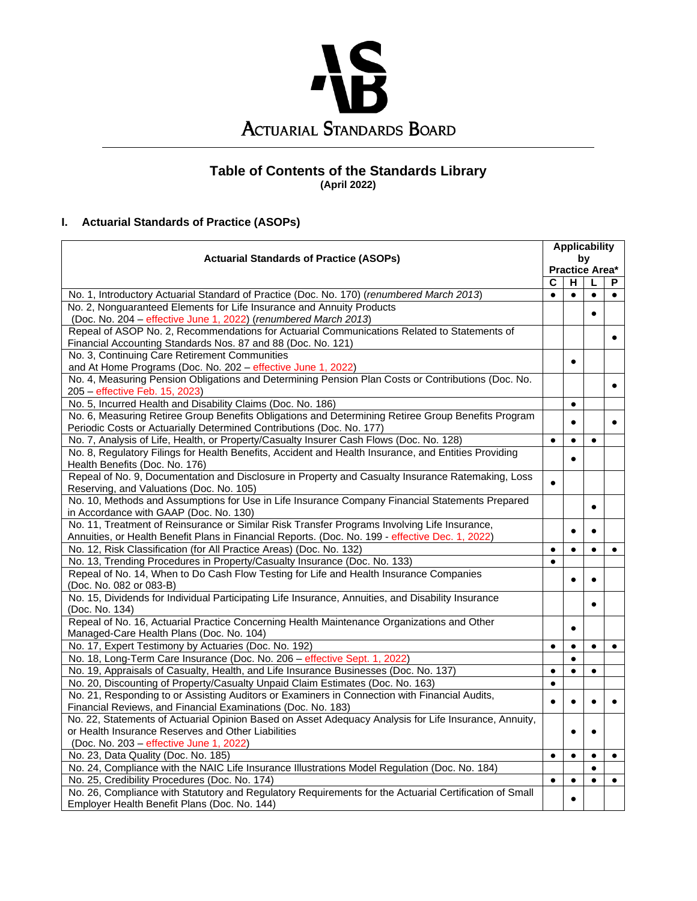# Actuarial Standards Board

## Table of Contents of the Standards Library
**(April 2022)**

### I. Actuarial Standards of Practice (ASOPs)

| Actuarial Standards of Practice (ASOPs) | Applicability by Practice Area* | | | |
|---|---|---|---|---|
| | C | H | L | P |
| No. 1, Introductory Actuarial Standard of Practice (Doc. No. 170) (*renumbered March 2013*) | ● | ● | ● | ● |
| No. 2, Nonguaranteed Elements for Life Insurance and Annuity Products (Doc. No. 204 – effective June 1, 2022) (*renumbered March 2013*) | | | ● | |
| Repeal of ASOP No. 2, Recommendations for Actuarial Communications Related to Statements of Financial Accounting Standards Nos. 87 and 88 (Doc. No. 121) | | | | ● |
| No. 3, Continuing Care Retirement Communities and At Home Programs (Doc. No. 202 – effective June 1, 2022) | | ● | | |
| No. 4, Measuring Pension Obligations and Determining Pension Plan Costs or Contributions (Doc. No. 205 – effective Feb. 15, 2023) | | | | ● |
| No. 5, Incurred Health and Disability Claims (Doc. No. 186) | | ● | | |
| No. 6, Measuring Retiree Group Benefits Obligations and Determining Retiree Group Benefits Program Periodic Costs or Actuarially Determined Contributions (Doc. No. 177) | | ● | | ● |
| No. 7, Analysis of Life, Health, or Property/Casualty Insurer Cash Flows (Doc. No. 128) | ● | ● | ● | |
| No. 8, Regulatory Filings for Health Benefits, Accident and Health Insurance, and Entities Providing Health Benefits (Doc. No. 176) | | ● | | |
| Repeal of No. 9, Documentation and Disclosure in Property and Casualty Insurance Ratemaking, Loss Reserving, and Valuations (Doc. No. 105) | ● | | | |
| No. 10, Methods and Assumptions for Use in Life Insurance Company Financial Statements Prepared in Accordance with GAAP (Doc. No. 130) | | | ● | |
| No. 11, Treatment of Reinsurance or Similar Risk Transfer Programs Involving Life Insurance, Annuities, or Health Benefit Plans in Financial Reports. (Doc. No. 199 - effective Dec. 1, 2022) | | ● | ● | |
| No. 12, Risk Classification (for All Practice Areas) (Doc. No. 132) | ● | ● | ● | ● |
| No. 13, Trending Procedures in Property/Casualty Insurance (Doc. No. 133) | ● | | | |
| Repeal of No. 14, When to Do Cash Flow Testing for Life and Health Insurance Companies (Doc. No. 082 or 083-B) | | ● | ● | |
| No. 15, Dividends for Individual Participating Life Insurance, Annuities, and Disability Insurance (Doc. No. 134) | | | ● | |
| Repeal of No. 16, Actuarial Practice Concerning Health Maintenance Organizations and Other Managed-Care Health Plans (Doc. No. 104) | | ● | | |
| No. 17, Expert Testimony by Actuaries (Doc. No. 192) | ● | ● | ● | ● |
| No. 18, Long-Term Care Insurance (Doc. No. 206 – effective Sept. 1, 2022) | | ● | | |
| No. 19, Appraisals of Casualty, Health, and Life Insurance Businesses (Doc. No. 137) | ● | ● | ● | |
| No. 20, Discounting of Property/Casualty Unpaid Claim Estimates (Doc. No. 163) | ● | | | |
| No. 21, Responding to or Assisting Auditors or Examiners in Connection with Financial Audits, Financial Reviews, and Financial Examinations (Doc. No. 183) | ● | ● | ● | ● |
| No. 22, Statements of Actuarial Opinion Based on Asset Adequacy Analysis for Life Insurance, Annuity, or Health Insurance Reserves and Other Liabilities (Doc. No. 203 – effective June 1, 2022) | | ● | ● | |
| No. 23, Data Quality (Doc. No. 185) | ● | ● | ● | ● |
| No. 24, Compliance with the NAIC Life Insurance Illustrations Model Regulation (Doc. No. 184) | | | ● | |
| No. 25, Credibility Procedures (Doc. No. 174) | ● | ● | ● | ● |
| No. 26, Compliance with Statutory and Regulatory Requirements for the Actuarial Certification of Small Employer Health Benefit Plans (Doc. No. 144) | | ● | | |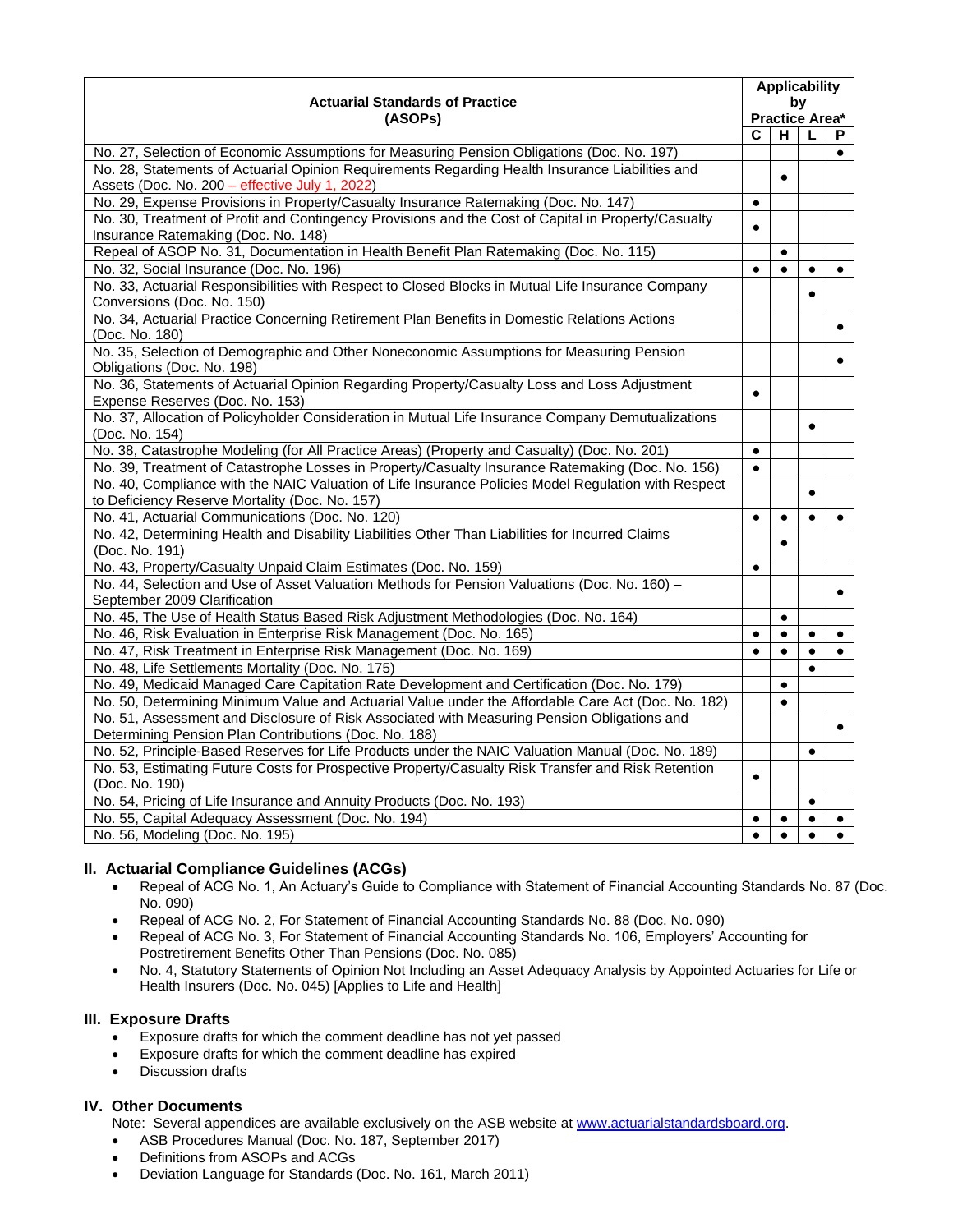| Actuarial Standards of Practice (ASOPs) | Applicability by Practice Area* | | | |
|---|---|---|---|---|
| | C | H | L | P |
| No. 27, Selection of Economic Assumptions for Measuring Pension Obligations (Doc. No. 197) | | | | • |
| No. 28, Statements of Actuarial Opinion Requirements Regarding Health Insurance Liabilities and Assets (Doc. No. 200 – effective July 1, 2022) | | • | | |
| No. 29, Expense Provisions in Property/Casualty Insurance Ratemaking (Doc. No. 147) | • | | | |
| No. 30, Treatment of Profit and Contingency Provisions and the Cost of Capital in Property/Casualty Insurance Ratemaking (Doc. No. 148) | • | | | |
| Repeal of ASOP No. 31, Documentation in Health Benefit Plan Ratemaking (Doc. No. 115) | | • | | |
| No. 32, Social Insurance (Doc. No. 196) | • | • | • | • |
| No. 33, Actuarial Responsibilities with Respect to Closed Blocks in Mutual Life Insurance Company Conversions (Doc. No. 150) | | | • | |
| No. 34, Actuarial Practice Concerning Retirement Plan Benefits in Domestic Relations Actions (Doc. No. 180) | | | | • |
| No. 35, Selection of Demographic and Other Noneconomic Assumptions for Measuring Pension Obligations (Doc. No. 198) | | | | • |
| No. 36, Statements of Actuarial Opinion Regarding Property/Casualty Loss and Loss Adjustment Expense Reserves (Doc. No. 153) | • | | | |
| No. 37, Allocation of Policyholder Consideration in Mutual Life Insurance Company Demutualizations (Doc. No. 154) | | | • | |
| No. 38, Catastrophe Modeling (for All Practice Areas) (Property and Casualty) (Doc. No. 201) | • | | | |
| No. 39, Treatment of Catastrophe Losses in Property/Casualty Insurance Ratemaking (Doc. No. 156) | • | | | |
| No. 40, Compliance with the NAIC Valuation of Life Insurance Policies Model Regulation with Respect to Deficiency Reserve Mortality (Doc. No. 157) | | | • | |
| No. 41, Actuarial Communications (Doc. No. 120) | • | • | • | • |
| No. 42, Determining Health and Disability Liabilities Other Than Liabilities for Incurred Claims (Doc. No. 191) | | • | | |
| No. 43, Property/Casualty Unpaid Claim Estimates (Doc. No. 159) | • | | | |
| No. 44, Selection and Use of Asset Valuation Methods for Pension Valuations (Doc. No. 160) – September 2009 Clarification | | | | • |
| No. 45, The Use of Health Status Based Risk Adjustment Methodologies (Doc. No. 164) | | • | | |
| No. 46, Risk Evaluation in Enterprise Risk Management (Doc. No. 165) | • | • | • | • |
| No. 47, Risk Treatment in Enterprise Risk Management (Doc. No. 169) | • | • | • | • |
| No. 48, Life Settlements Mortality (Doc. No. 175) | | | • | |
| No. 49, Medicaid Managed Care Capitation Rate Development and Certification (Doc. No. 179) | | • | | |
| No. 50, Determining Minimum Value and Actuarial Value under the Affordable Care Act (Doc. No. 182) | | • | | |
| No. 51, Assessment and Disclosure of Risk Associated with Measuring Pension Obligations and Determining Pension Plan Contributions (Doc. No. 188) | | | | • |
| No. 52, Principle-Based Reserves for Life Products under the NAIC Valuation Manual (Doc. No. 189) | | | • | |
| No. 53, Estimating Future Costs for Prospective Property/Casualty Risk Transfer and Risk Retention (Doc. No. 190) | • | | | |
| No. 54, Pricing of Life Insurance and Annuity Products (Doc. No. 193) | | | • | |
| No. 55, Capital Adequacy Assessment (Doc. No. 194) | • | • | • | • |
| No. 56, Modeling (Doc. No. 195) | • | • | • | • |

## II. Actuarial Compliance Guidelines (ACGs)

- Repeal of ACG No. 1, An Actuary's Guide to Compliance with Statement of Financial Accounting Standards No. 87 (Doc. No. 090)
- Repeal of ACG No. 2, For Statement of Financial Accounting Standards No. 88 (Doc. No. 090)
- Repeal of ACG No. 3, For Statement of Financial Accounting Standards No. 106, Employers' Accounting for Postretirement Benefits Other Than Pensions (Doc. No. 085)
- No. 4, Statutory Statements of Opinion Not Including an Asset Adequacy Analysis by Appointed Actuaries for Life or Health Insurers (Doc. No. 045) [Applies to Life and Health]

## III. Exposure Drafts

- Exposure drafts for which the comment deadline has not yet passed
- Exposure drafts for which the comment deadline has expired
- Discussion drafts

## IV. Other Documents

Note: Several appendices are available exclusively on the ASB website at www.actuarialstandardsboard.org.

- ASB Procedures Manual (Doc. No. 187, September 2017)
- Definitions from ASOPs and ACGs
- Deviation Language for Standards (Doc. No. 161, March 2011)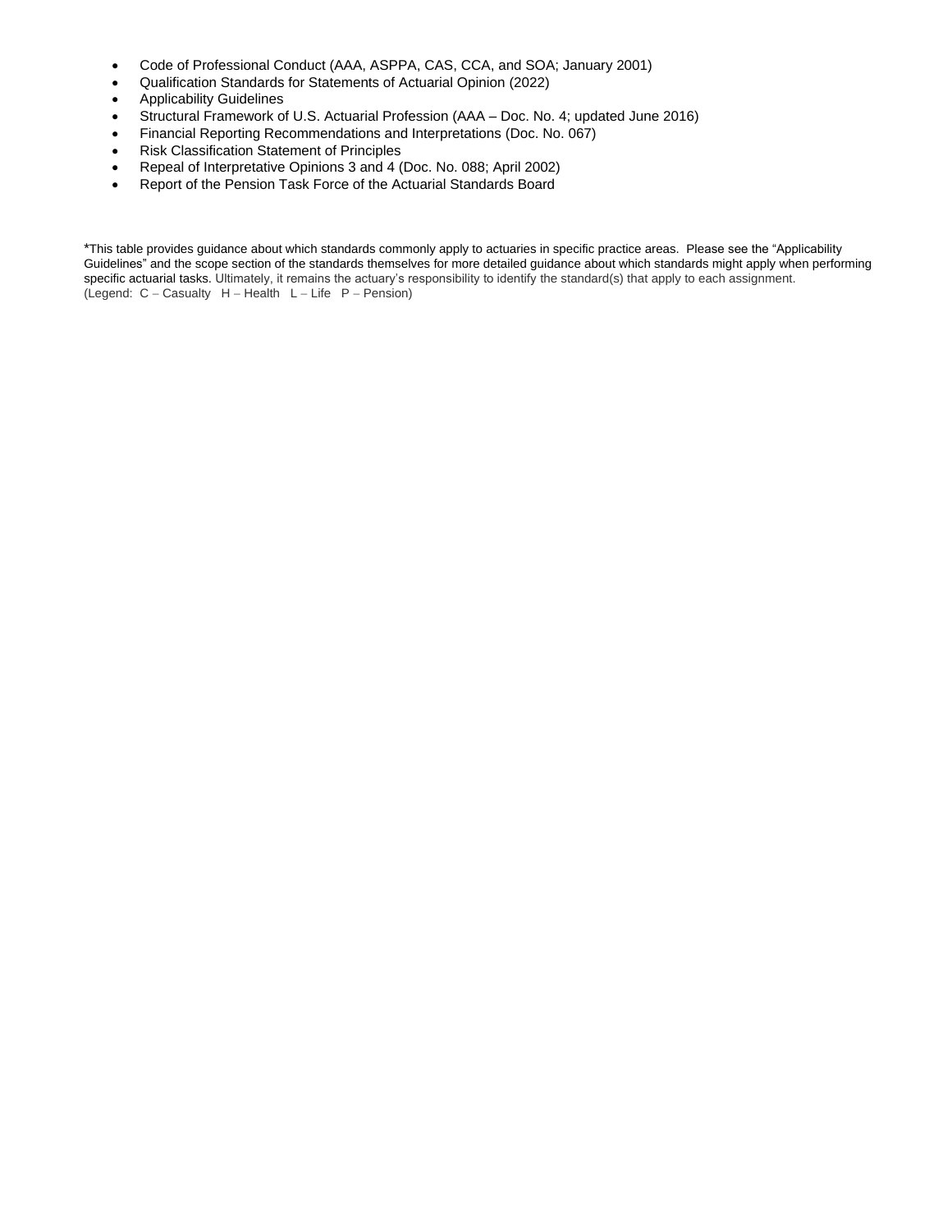- Code of Professional Conduct (AAA, ASPPA, CAS, CCA, and SOA; January 2001)
- Qualification Standards for Statements of Actuarial Opinion (2022)
- Applicability Guidelines
- Structural Framework of U.S. Actuarial Profession (AAA – Doc. No. 4; updated June 2016)
- Financial Reporting Recommendations and Interpretations (Doc. No. 067)
- Risk Classification Statement of Principles
- Repeal of Interpretative Opinions 3 and 4 (Doc. No. 088; April 2002)
- Report of the Pension Task Force of the Actuarial Standards Board

*This table provides guidance about which standards commonly apply to actuaries in specific practice areas. Please see the "Applicability Guidelines" and the scope section of the standards themselves for more detailed guidance about which standards might apply when performing specific actuarial tasks. Ultimately, it remains the actuary's responsibility to identify the standard(s) that apply to each assignment.
(Legend: C – Casualty H – Health L – Life P – Pension)